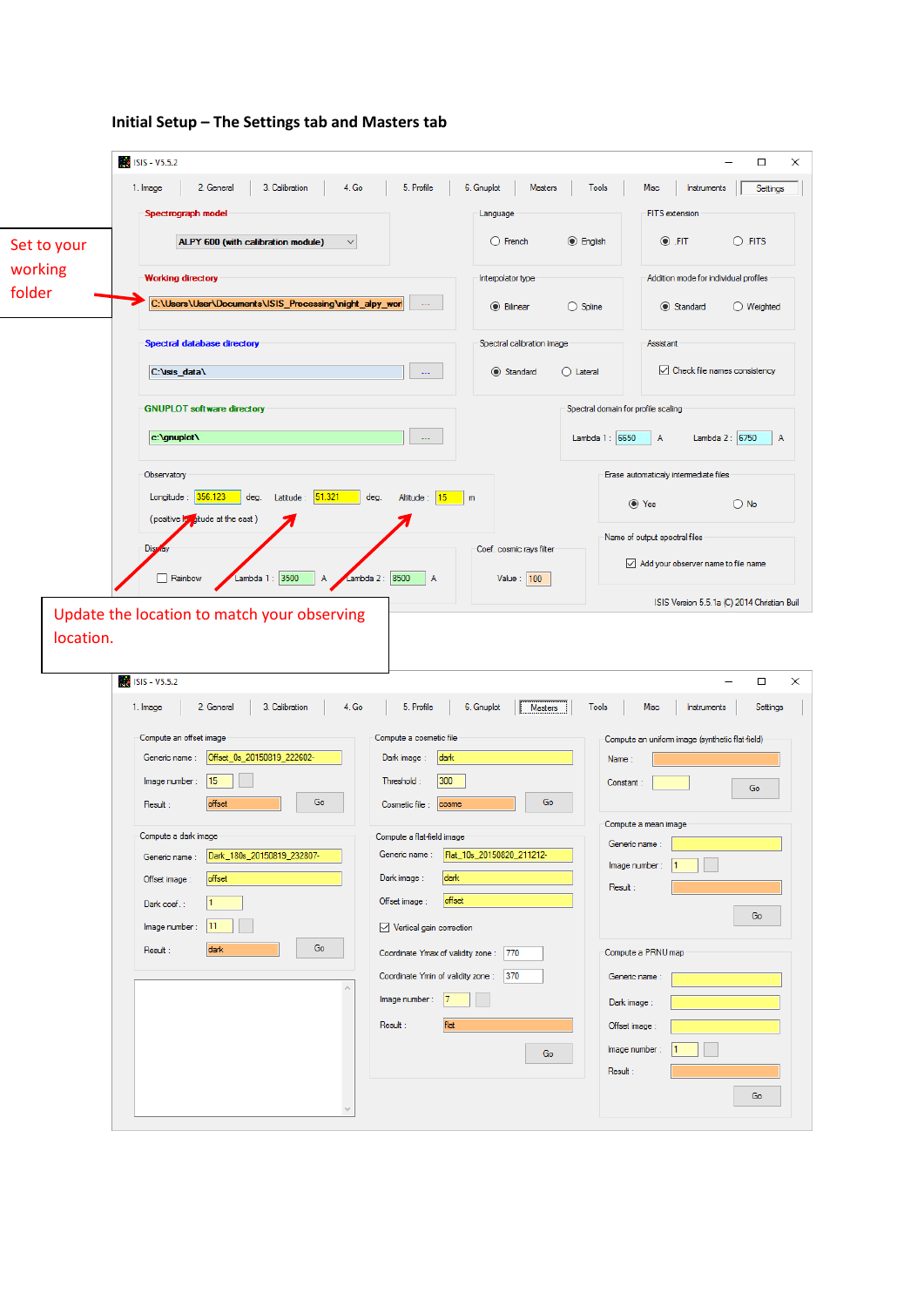**Initial Setup – The Settings tab and Masters tab**

Set to your working folder

Update the location to match your observing location.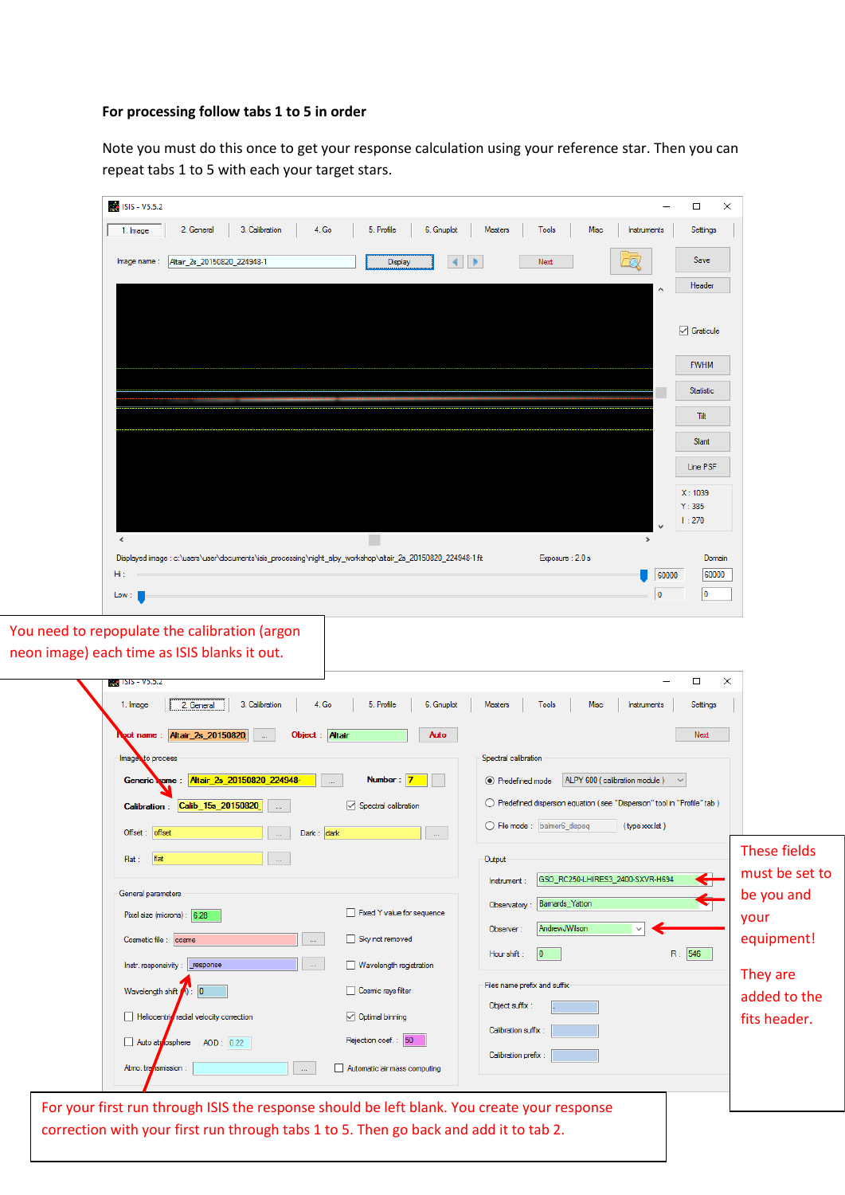**For processing follow tabs 1 to 5 in order**

Note you must do this once to get your response calculation using your reference star. Then you can repeat tabs 1 to 5 with each your target stars.

You need to repopulate the calibration (argon neon image) each time as ISIS blanks it out.

These fields must be set to be you and your equipment!

They are added to the fits header.

For your first run through ISIS the response should be left blank. You create your response correction with your first run through tabs 1 to 5. Then go back and add it to tab 2.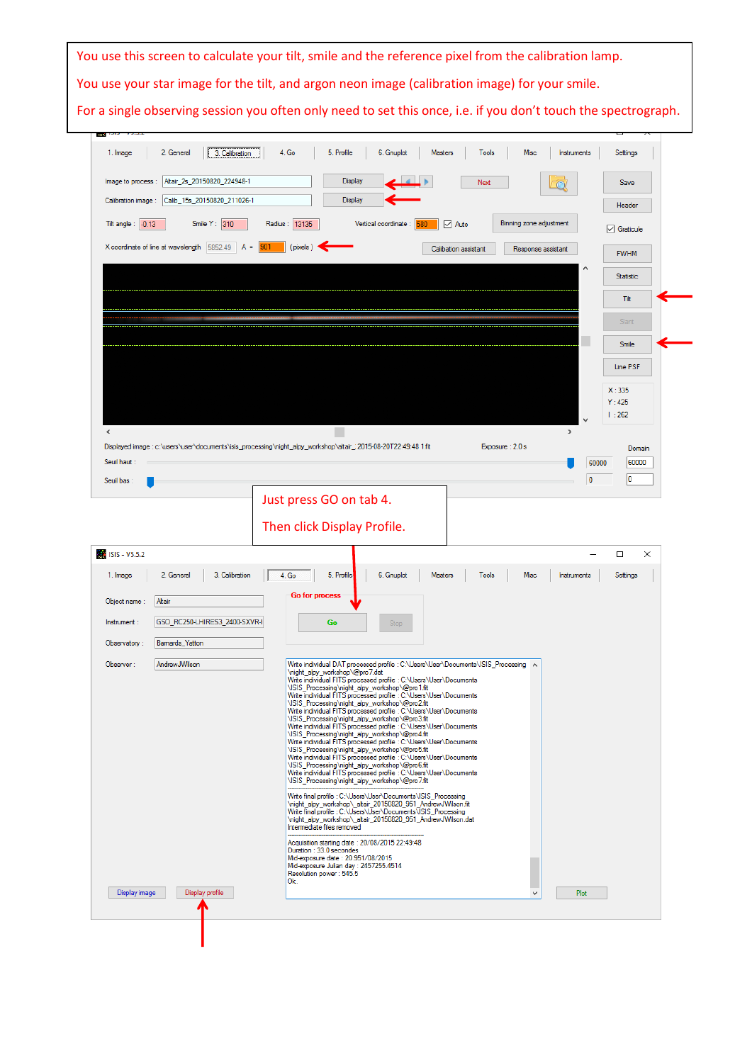You use this screen to calculate your tilt, smile and the reference pixel from the calibration lamp.

You use your star image for the tilt, and argon neon image (calibration image) for your smile.

For a single observing session you often only need to set this once, i.e. if you don't touch the spectrograph.

1. Image | 2. General | 3. Calibration | 4. Go | 5. Profile | 6. Gnuplot | Masters | Tools | Misc | Instruments | Settings

Image to process : Altair_2s_20150820_224948-1 — Display

Calibration image : Calib_15s_20150820_211026-1 — Display

Next | Save | Header | Graticule

Tilt angle : -0.13 | Smile Y : 310 | Radius : 13135 | Vertical coordinate : 680 | Auto | Binning zone adjustment

X coordinate of line at wavelength 5852.49 A → 901 (pixels) | Calibration assistant | Response assistant

FWHM | Statistic | Tilt | Slant | Smile | Line PSF

X : 335 | Y : 425 | I : 262

Displayed image : c:\users\user\documents\isis_processing\night_alpy_workshop\altair_2015-08-20T22:49:48 1.fit | Exposure : 2.0 s

Seuil haut : 60000 | Seuil bas : 0 | Domain 60000 / 0

Just press GO on tab 4.

Then click Display Profile.

ISIS - V5.5.2

1. Image | 2. General | 3. Calibration | 4. Go | 5. Profile | 6. Gnuplot | Masters | Tools | Misc | Instruments | Settings

Object name : Altair

Instrument : GSO_RC250-LHIRES3_2400-SXVR-I

Observatory : Barnards_Yatton

Observer : AndrewJWilson

Go for process — Go | Stop

```
Write individual DAT processed profile : C:\Users\User\Documents\ISIS_Processing
\night_alpy_workshop\@pro7.dat
Write individual FITS processed profile : C:\Users\User\Documents
\ISIS_Processing\night_alpy_workshop\@pro1.fit
Write individual FITS processed profile : C:\Users\User\Documents
\ISIS_Processing\night_alpy_workshop\@pro2.fit
Write individual FITS processed profile : C:\Users\User\Documents
\ISIS_Processing\night_alpy_workshop\@pro3.fit
Write individual FITS processed profile : C:\Users\User\Documents
\ISIS_Processing\night_alpy_workshop\@pro4.fit
Write individual FITS processed profile : C:\Users\User\Documents
\ISIS_Processing\night_alpy_workshop\@pro5.fit
Write individual FITS processed profile : C:\Users\User\Documents
\ISIS_Processing\night_alpy_workshop\@pro6.fit
Write individual FITS processed profile : C:\Users\User\Documents
\ISIS_Processing\night_alpy_workshop\@pro7.fit

Write final profile : C:\Users\User\Documents\ISIS_Processing
\night_alpy_workshop\_altair_20150820_951_AndrewJWilson.fit
Write final profile : C:\Users\User\Documents\ISIS_Processing
\night_alpy_workshop\_altair_20150820_951_AndrewJWilson.dat
Intermediate files removed

Acquisition starting date : 20/08/2015 22:49:48
Duration : 33.0 secondes
Mid-exposure date : 20.951/08/2015
Mid-exposure Julian day : 2457255.4514
Resolution power : 545.5
Ok.
```

Display image | Display profile | Plot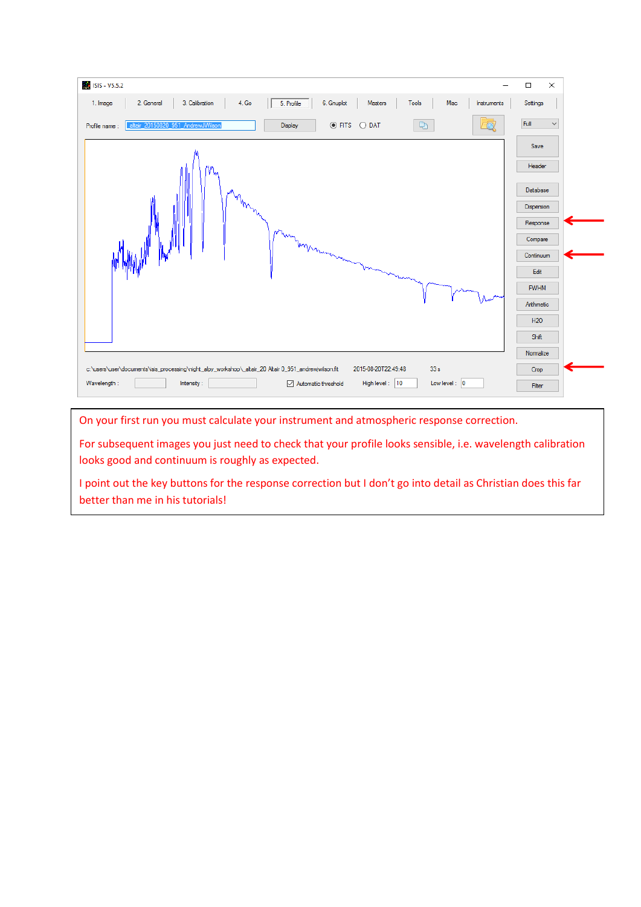ISIS - V5.5.2

1. Image | 2. General | 3. Calibration | 4. Go | 5. Profile | 6. Gnuplot | Masters | Tools | Misc | Instruments | Settings

Profile name : altair_20150820_951_AndrewJWilson

Display

FITS DAT

Full

Save

Header

Database

Dispersion

Response

Compare

Continuum

Edit

FWHM

Arithmetic

H2O

Shift

Normalize

Crop

Filter

c:\users\user\documents\isis_processing\night_alpy_workshop\_altair_20 Altair 0_951_andrewjwilson.fit 2015-08-20T22:49:48 33 s

Wavelength : Intensity : Automatic threshold High level : 10 Low level : 0

On your first run you must calculate your instrument and atmospheric response correction.

For subsequent images you just need to check that your profile looks sensible, i.e. wavelength calibration looks good and continuum is roughly as expected.

I point out the key buttons for the response correction but I don't go into detail as Christian does this far better than me in his tutorials!